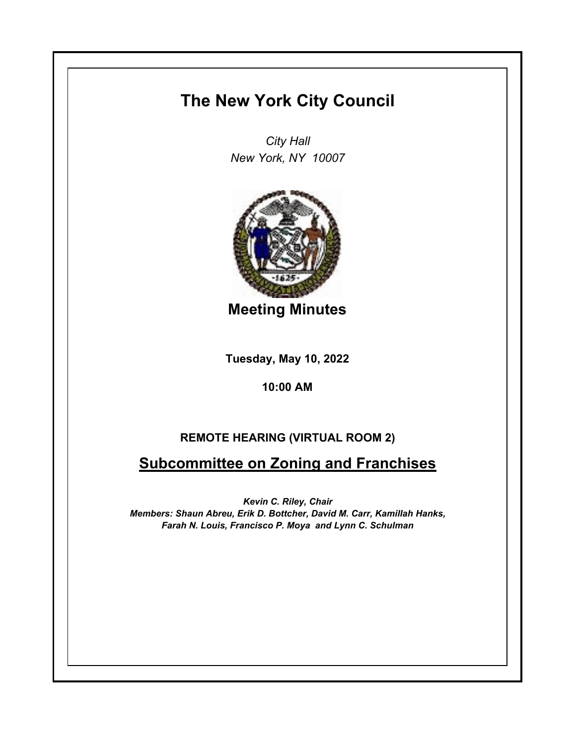# The New York City Council

*City Hall*
*New York, NY 10007*

## Meeting Minutes

**Tuesday, May 10, 2022**

**10:00 AM**

**REMOTE HEARING (VIRTUAL ROOM 2)**

## Subcommittee on Zoning and Franchises

***Kevin C. Riley, Chair***
***Members: Shaun Abreu, Erik D. Bottcher, David M. Carr, Kamillah Hanks, Farah N. Louis, Francisco P. Moya and Lynn C. Schulman***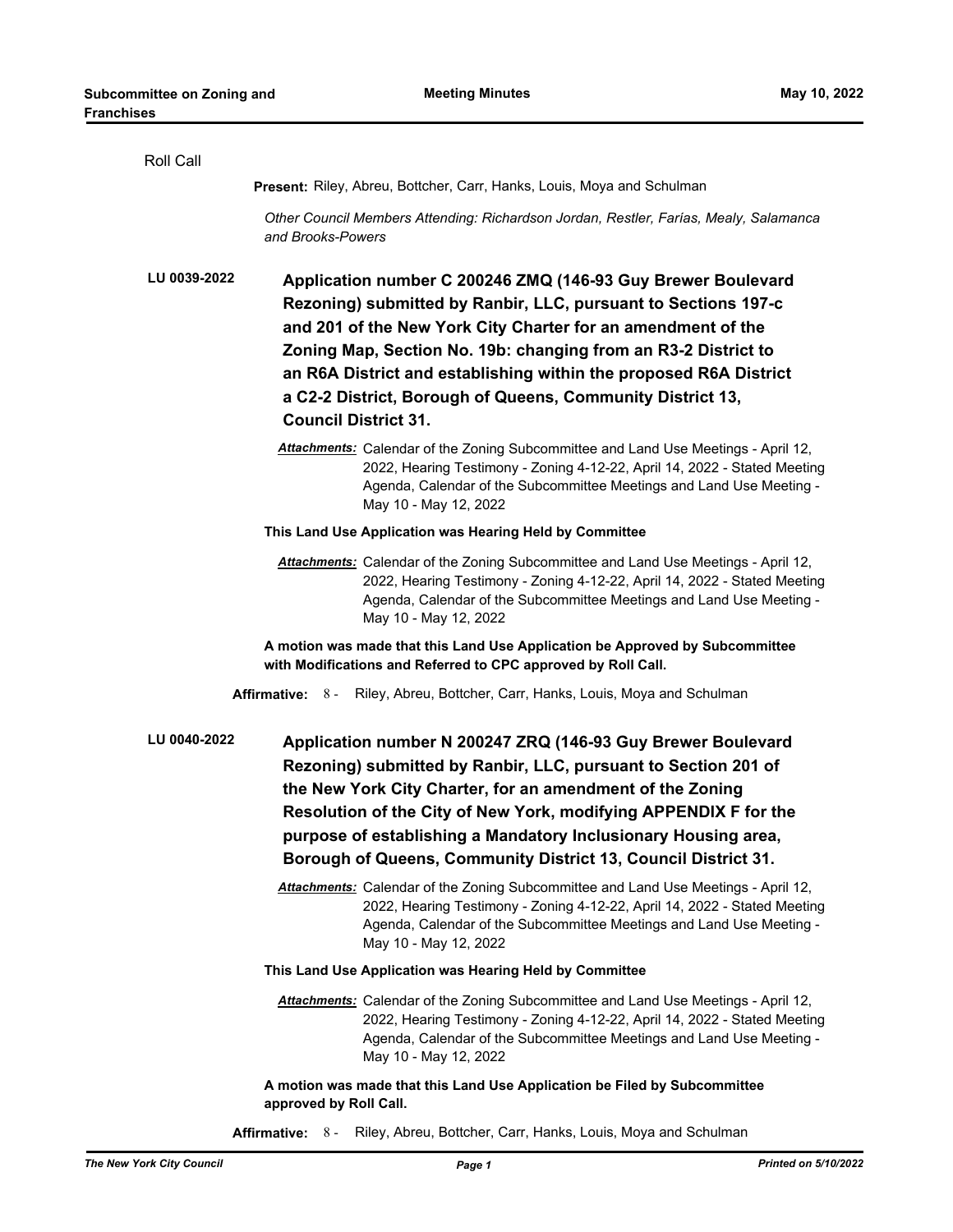Roll Call

**Present:** Riley, Abreu, Bottcher, Carr, Hanks, Louis, Moya and Schulman

*Other Council Members Attending: Richardson Jordan, Restler, Farías, Mealy, Salamanca and Brooks-Powers*

**LU 0039-2022** **Application number C 200246 ZMQ (146-93 Guy Brewer Boulevard Rezoning) submitted by Ranbir, LLC, pursuant to Sections 197-c and 201 of the New York City Charter for an amendment of the Zoning Map, Section No. 19b: changing from an R3-2 District to an R6A District and establishing within the proposed R6A District a C2-2 District, Borough of Queens, Community District 13, Council District 31.**

***Attachments:*** Calendar of the Zoning Subcommittee and Land Use Meetings - April 12, 2022, Hearing Testimony - Zoning 4-12-22, April 14, 2022 - Stated Meeting Agenda, Calendar of the Subcommittee Meetings and Land Use Meeting - May 10 - May 12, 2022

**This Land Use Application was Hearing Held by Committee**

***Attachments:*** Calendar of the Zoning Subcommittee and Land Use Meetings - April 12, 2022, Hearing Testimony - Zoning 4-12-22, April 14, 2022 - Stated Meeting Agenda, Calendar of the Subcommittee Meetings and Land Use Meeting - May 10 - May 12, 2022

**A motion was made that this Land Use Application be Approved by Subcommittee with Modifications and Referred to CPC approved by Roll Call.**

**Affirmative:** 8 - Riley, Abreu, Bottcher, Carr, Hanks, Louis, Moya and Schulman

**LU 0040-2022** **Application number N 200247 ZRQ (146-93 Guy Brewer Boulevard Rezoning) submitted by Ranbir, LLC, pursuant to Section 201 of the New York City Charter, for an amendment of the Zoning Resolution of the City of New York, modifying APPENDIX F for the purpose of establishing a Mandatory Inclusionary Housing area, Borough of Queens, Community District 13, Council District 31.**

***Attachments:*** Calendar of the Zoning Subcommittee and Land Use Meetings - April 12, 2022, Hearing Testimony - Zoning 4-12-22, April 14, 2022 - Stated Meeting Agenda, Calendar of the Subcommittee Meetings and Land Use Meeting - May 10 - May 12, 2022

**This Land Use Application was Hearing Held by Committee**

***Attachments:*** Calendar of the Zoning Subcommittee and Land Use Meetings - April 12, 2022, Hearing Testimony - Zoning 4-12-22, April 14, 2022 - Stated Meeting Agenda, Calendar of the Subcommittee Meetings and Land Use Meeting - May 10 - May 12, 2022

**A motion was made that this Land Use Application be Filed by Subcommittee approved by Roll Call.**

**Affirmative:** 8 - Riley, Abreu, Bottcher, Carr, Hanks, Louis, Moya and Schulman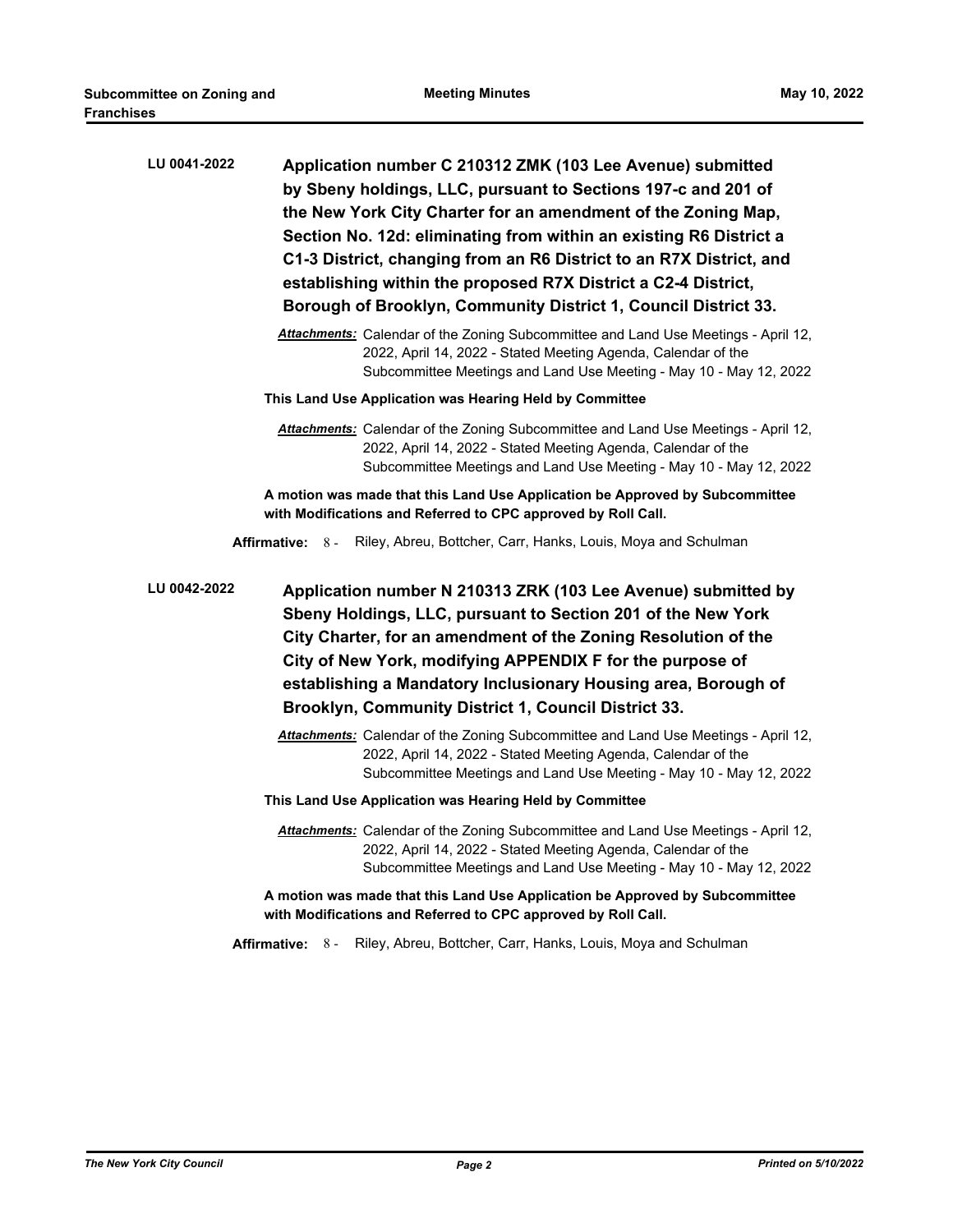**LU 0041-2022** **Application number C 210312 ZMK (103 Lee Avenue) submitted by Sbeny holdings, LLC, pursuant to Sections 197-c and 201 of the New York City Charter for an amendment of the Zoning Map, Section No. 12d: eliminating from within an existing R6 District a C1-3 District, changing from an R6 District to an R7X District, and establishing within the proposed R7X District a C2-4 District, Borough of Brooklyn, Community District 1, Council District 33.**

***Attachments:*** Calendar of the Zoning Subcommittee and Land Use Meetings - April 12, 2022, April 14, 2022 - Stated Meeting Agenda, Calendar of the Subcommittee Meetings and Land Use Meeting - May 10 - May 12, 2022

**This Land Use Application was Hearing Held by Committee**

***Attachments:*** Calendar of the Zoning Subcommittee and Land Use Meetings - April 12, 2022, April 14, 2022 - Stated Meeting Agenda, Calendar of the Subcommittee Meetings and Land Use Meeting - May 10 - May 12, 2022

**A motion was made that this Land Use Application be Approved by Subcommittee with Modifications and Referred to CPC approved by Roll Call.**

**Affirmative:** 8 - Riley, Abreu, Bottcher, Carr, Hanks, Louis, Moya and Schulman

**LU 0042-2022** **Application number N 210313 ZRK (103 Lee Avenue) submitted by Sbeny Holdings, LLC, pursuant to Section 201 of the New York City Charter, for an amendment of the Zoning Resolution of the City of New York, modifying APPENDIX F for the purpose of establishing a Mandatory Inclusionary Housing area, Borough of Brooklyn, Community District 1, Council District 33.**

***Attachments:*** Calendar of the Zoning Subcommittee and Land Use Meetings - April 12, 2022, April 14, 2022 - Stated Meeting Agenda, Calendar of the Subcommittee Meetings and Land Use Meeting - May 10 - May 12, 2022

**This Land Use Application was Hearing Held by Committee**

***Attachments:*** Calendar of the Zoning Subcommittee and Land Use Meetings - April 12, 2022, April 14, 2022 - Stated Meeting Agenda, Calendar of the Subcommittee Meetings and Land Use Meeting - May 10 - May 12, 2022

**A motion was made that this Land Use Application be Approved by Subcommittee with Modifications and Referred to CPC approved by Roll Call.**

**Affirmative:** 8 - Riley, Abreu, Bottcher, Carr, Hanks, Louis, Moya and Schulman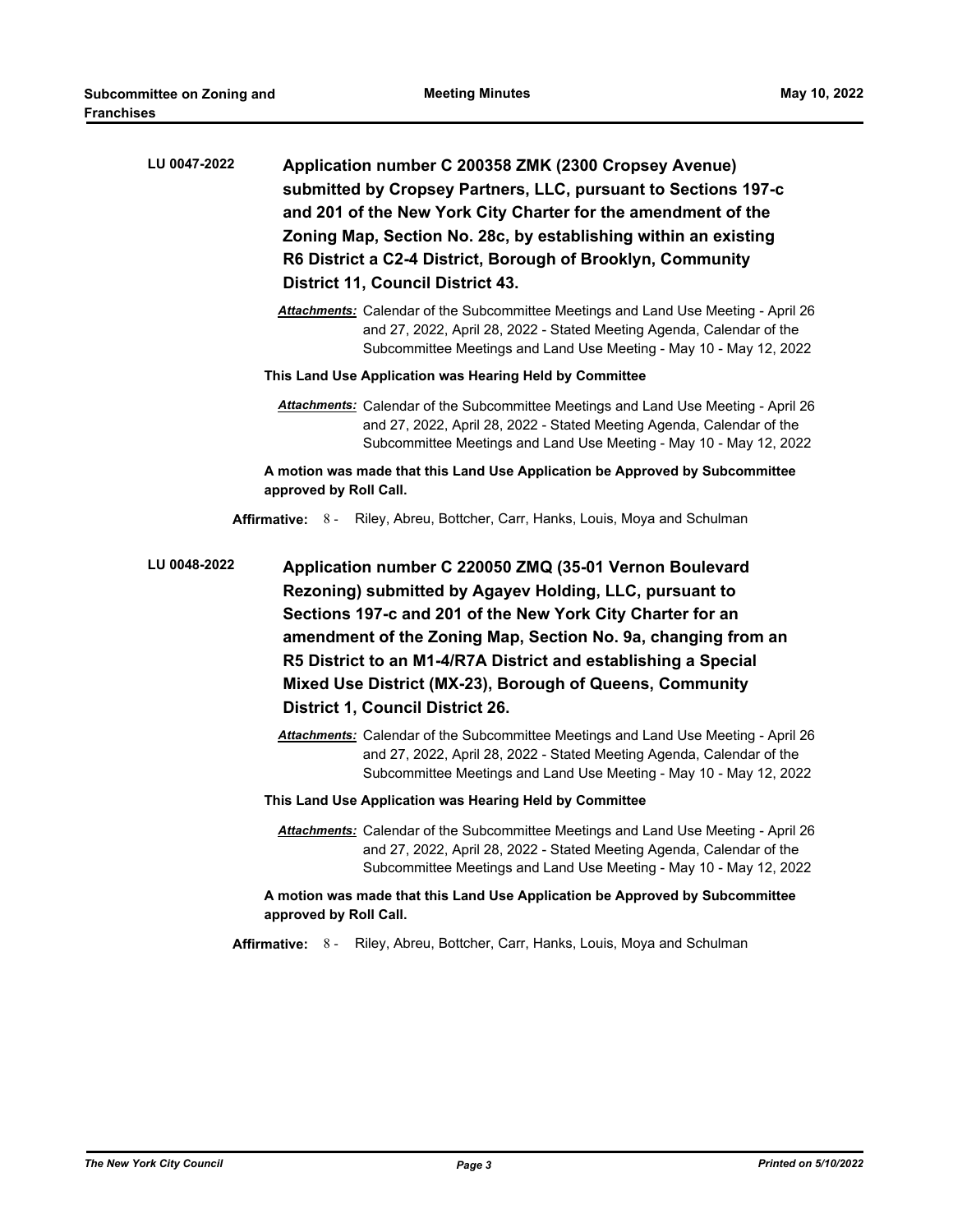**LU 0047-2022** **Application number C 200358 ZMK (2300 Cropsey Avenue) submitted by Cropsey Partners, LLC, pursuant to Sections 197-c and 201 of the New York City Charter for the amendment of the Zoning Map, Section No. 28c, by establishing within an existing R6 District a C2-4 District, Borough of Brooklyn, Community District 11, Council District 43.**

***Attachments:*** Calendar of the Subcommittee Meetings and Land Use Meeting - April 26 and 27, 2022, April 28, 2022 - Stated Meeting Agenda, Calendar of the Subcommittee Meetings and Land Use Meeting - May 10 - May 12, 2022

**This Land Use Application was Hearing Held by Committee**

***Attachments:*** Calendar of the Subcommittee Meetings and Land Use Meeting - April 26 and 27, 2022, April 28, 2022 - Stated Meeting Agenda, Calendar of the Subcommittee Meetings and Land Use Meeting - May 10 - May 12, 2022

**A motion was made that this Land Use Application be Approved by Subcommittee approved by Roll Call.**

**Affirmative:** 8 - Riley, Abreu, Bottcher, Carr, Hanks, Louis, Moya and Schulman

**LU 0048-2022** **Application number C 220050 ZMQ (35-01 Vernon Boulevard Rezoning) submitted by Agayev Holding, LLC, pursuant to Sections 197-c and 201 of the New York City Charter for an amendment of the Zoning Map, Section No. 9a, changing from an R5 District to an M1-4/R7A District and establishing a Special Mixed Use District (MX-23), Borough of Queens, Community District 1, Council District 26.**

***Attachments:*** Calendar of the Subcommittee Meetings and Land Use Meeting - April 26 and 27, 2022, April 28, 2022 - Stated Meeting Agenda, Calendar of the Subcommittee Meetings and Land Use Meeting - May 10 - May 12, 2022

**This Land Use Application was Hearing Held by Committee**

***Attachments:*** Calendar of the Subcommittee Meetings and Land Use Meeting - April 26 and 27, 2022, April 28, 2022 - Stated Meeting Agenda, Calendar of the Subcommittee Meetings and Land Use Meeting - May 10 - May 12, 2022

**A motion was made that this Land Use Application be Approved by Subcommittee approved by Roll Call.**

**Affirmative:** 8 - Riley, Abreu, Bottcher, Carr, Hanks, Louis, Moya and Schulman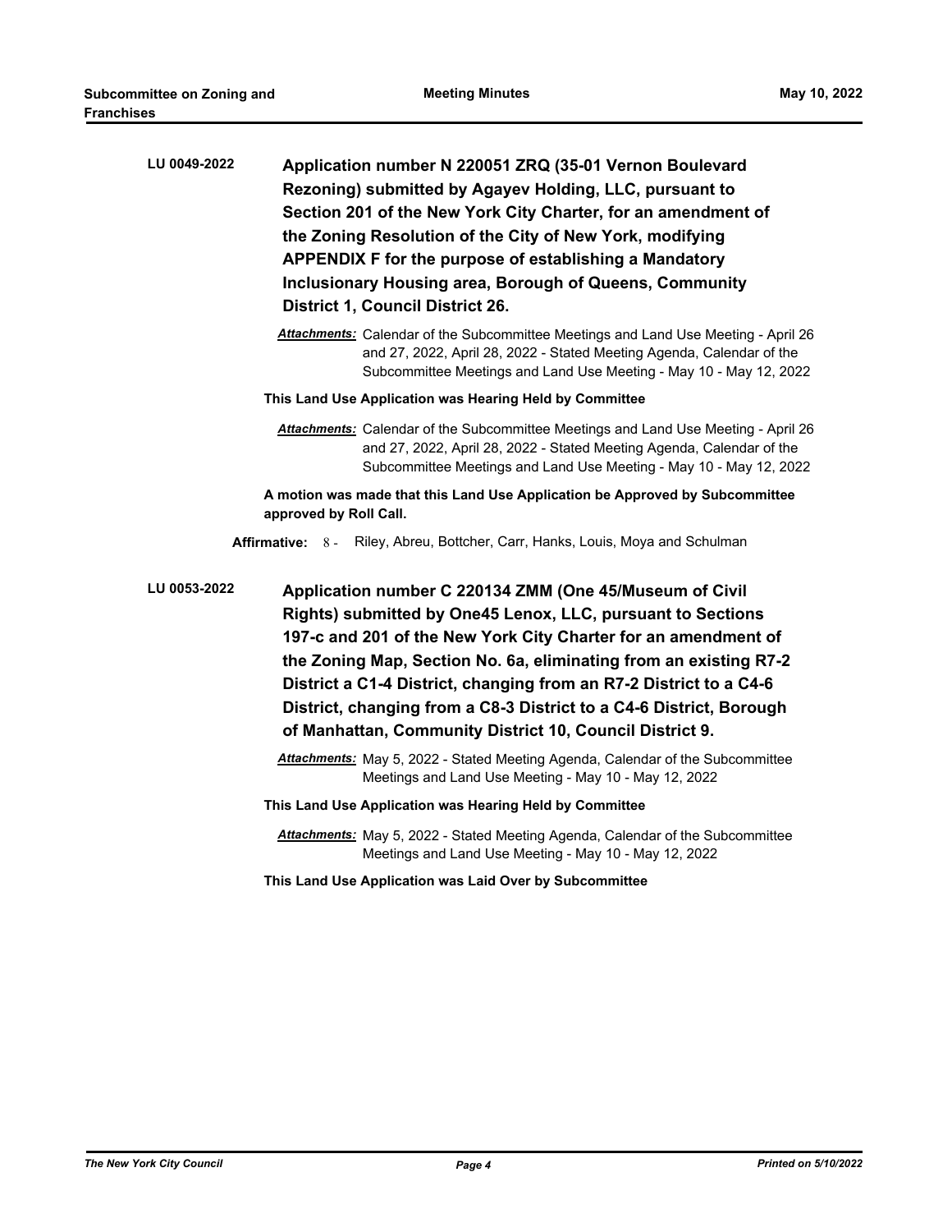**LU 0049-2022** **Application number N 220051 ZRQ (35-01 Vernon Boulevard Rezoning) submitted by Agayev Holding, LLC, pursuant to Section 201 of the New York City Charter, for an amendment of the Zoning Resolution of the City of New York, modifying APPENDIX F for the purpose of establishing a Mandatory Inclusionary Housing area, Borough of Queens, Community District 1, Council District 26.**

*Attachments:* Calendar of the Subcommittee Meetings and Land Use Meeting - April 26 and 27, 2022, April 28, 2022 - Stated Meeting Agenda, Calendar of the Subcommittee Meetings and Land Use Meeting - May 10 - May 12, 2022

**This Land Use Application was Hearing Held by Committee**

*Attachments:* Calendar of the Subcommittee Meetings and Land Use Meeting - April 26 and 27, 2022, April 28, 2022 - Stated Meeting Agenda, Calendar of the Subcommittee Meetings and Land Use Meeting - May 10 - May 12, 2022

**A motion was made that this Land Use Application be Approved by Subcommittee approved by Roll Call.**

**Affirmative:** 8 - Riley, Abreu, Bottcher, Carr, Hanks, Louis, Moya and Schulman

**LU 0053-2022** **Application number C 220134 ZMM (One 45/Museum of Civil Rights) submitted by One45 Lenox, LLC, pursuant to Sections 197-c and 201 of the New York City Charter for an amendment of the Zoning Map, Section No. 6a, eliminating from an existing R7-2 District a C1-4 District, changing from an R7-2 District to a C4-6 District, changing from a C8-3 District to a C4-6 District, Borough of Manhattan, Community District 10, Council District 9.**

*Attachments:* May 5, 2022 - Stated Meeting Agenda, Calendar of the Subcommittee Meetings and Land Use Meeting - May 10 - May 12, 2022

**This Land Use Application was Hearing Held by Committee**

*Attachments:* May 5, 2022 - Stated Meeting Agenda, Calendar of the Subcommittee Meetings and Land Use Meeting - May 10 - May 12, 2022

**This Land Use Application was Laid Over by Subcommittee**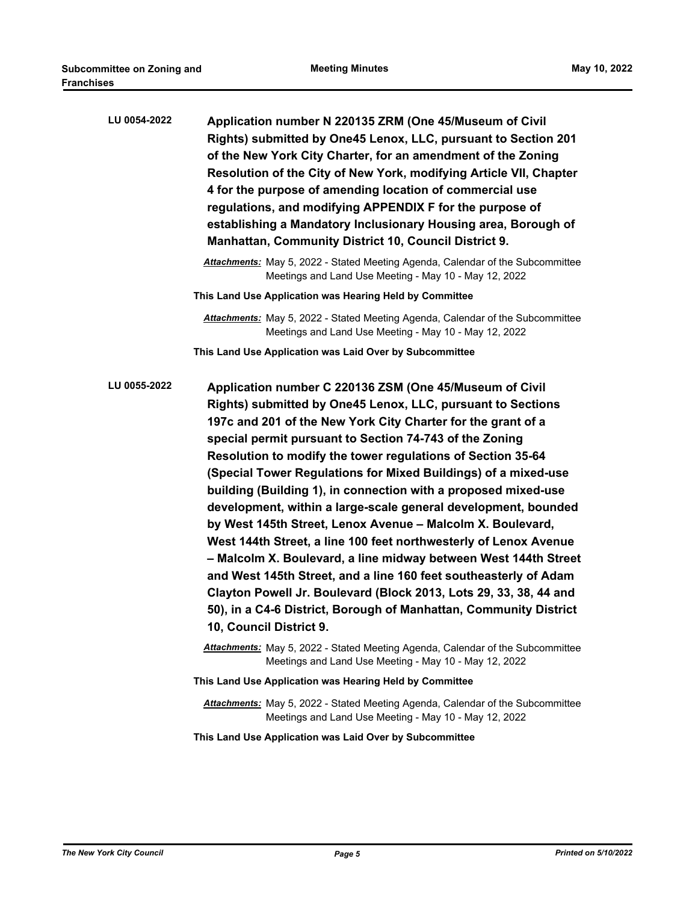**LU 0054-2022** **Application number N 220135 ZRM (One 45/Museum of Civil Rights) submitted by One45 Lenox, LLC, pursuant to Section 201 of the New York City Charter, for an amendment of the Zoning Resolution of the City of New York, modifying Article VII, Chapter 4 for the purpose of amending location of commercial use regulations, and modifying APPENDIX F for the purpose of establishing a Mandatory Inclusionary Housing area, Borough of Manhattan, Community District 10, Council District 9.**

***Attachments:*** May 5, 2022 - Stated Meeting Agenda, Calendar of the Subcommittee Meetings and Land Use Meeting - May 10 - May 12, 2022

**This Land Use Application was Hearing Held by Committee**

***Attachments:*** May 5, 2022 - Stated Meeting Agenda, Calendar of the Subcommittee Meetings and Land Use Meeting - May 10 - May 12, 2022

**This Land Use Application was Laid Over by Subcommittee**

**LU 0055-2022** **Application number C 220136 ZSM (One 45/Museum of Civil Rights) submitted by One45 Lenox, LLC, pursuant to Sections 197c and 201 of the New York City Charter for the grant of a special permit pursuant to Section 74-743 of the Zoning Resolution to modify the tower regulations of Section 35-64 (Special Tower Regulations for Mixed Buildings) of a mixed-use building (Building 1), in connection with a proposed mixed-use development, within a large-scale general development, bounded by West 145th Street, Lenox Avenue – Malcolm X. Boulevard, West 144th Street, a line 100 feet northwesterly of Lenox Avenue – Malcolm X. Boulevard, a line midway between West 144th Street and West 145th Street, and a line 160 feet southeasterly of Adam Clayton Powell Jr. Boulevard (Block 2013, Lots 29, 33, 38, 44 and 50), in a C4-6 District, Borough of Manhattan, Community District 10, Council District 9.**

***Attachments:*** May 5, 2022 - Stated Meeting Agenda, Calendar of the Subcommittee Meetings and Land Use Meeting - May 10 - May 12, 2022

**This Land Use Application was Hearing Held by Committee**

***Attachments:*** May 5, 2022 - Stated Meeting Agenda, Calendar of the Subcommittee Meetings and Land Use Meeting - May 10 - May 12, 2022

**This Land Use Application was Laid Over by Subcommittee**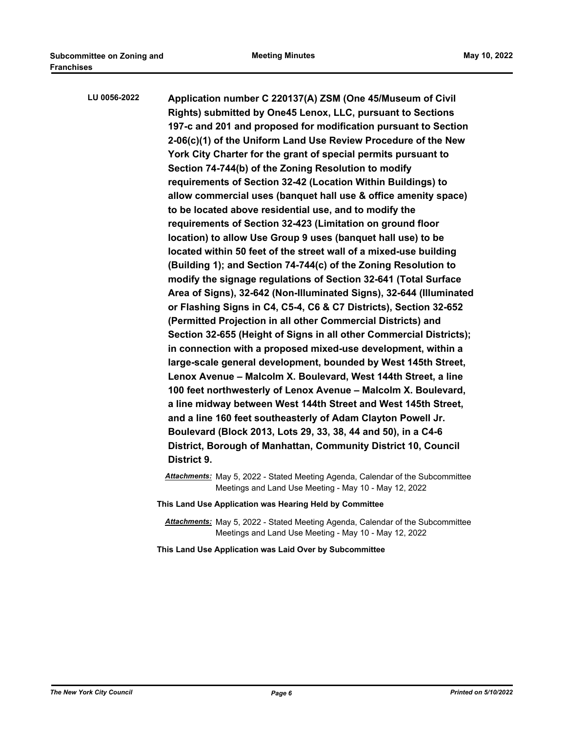**LU 0056-2022** **Application number C 220137(A) ZSM (One 45/Museum of Civil Rights) submitted by One45 Lenox, LLC, pursuant to Sections 197-c and 201 and proposed for modification pursuant to Section 2-06(c)(1) of the Uniform Land Use Review Procedure of the New York City Charter for the grant of special permits pursuant to Section 74-744(b) of the Zoning Resolution to modify requirements of Section 32-42 (Location Within Buildings) to allow commercial uses (banquet hall use & office amenity space) to be located above residential use, and to modify the requirements of Section 32-423 (Limitation on ground floor location) to allow Use Group 9 uses (banquet hall use) to be located within 50 feet of the street wall of a mixed-use building (Building 1); and Section 74-744(c) of the Zoning Resolution to modify the signage regulations of Section 32-641 (Total Surface Area of Signs), 32-642 (Non-Illuminated Signs), 32-644 (Illuminated or Flashing Signs in C4, C5-4, C6 & C7 Districts), Section 32-652 (Permitted Projection in all other Commercial Districts) and Section 32-655 (Height of Signs in all other Commercial Districts); in connection with a proposed mixed-use development, within a large-scale general development, bounded by West 145th Street, Lenox Avenue – Malcolm X. Boulevard, West 144th Street, a line 100 feet northwesterly of Lenox Avenue – Malcolm X. Boulevard, a line midway between West 144th Street and West 145th Street, and a line 160 feet southeasterly of Adam Clayton Powell Jr. Boulevard (Block 2013, Lots 29, 33, 38, 44 and 50), in a C4-6 District, Borough of Manhattan, Community District 10, Council District 9.**

*Attachments:* May 5, 2022 - Stated Meeting Agenda, Calendar of the Subcommittee Meetings and Land Use Meeting - May 10 - May 12, 2022

**This Land Use Application was Hearing Held by Committee**

*Attachments:* May 5, 2022 - Stated Meeting Agenda, Calendar of the Subcommittee Meetings and Land Use Meeting - May 10 - May 12, 2022

**This Land Use Application was Laid Over by Subcommittee**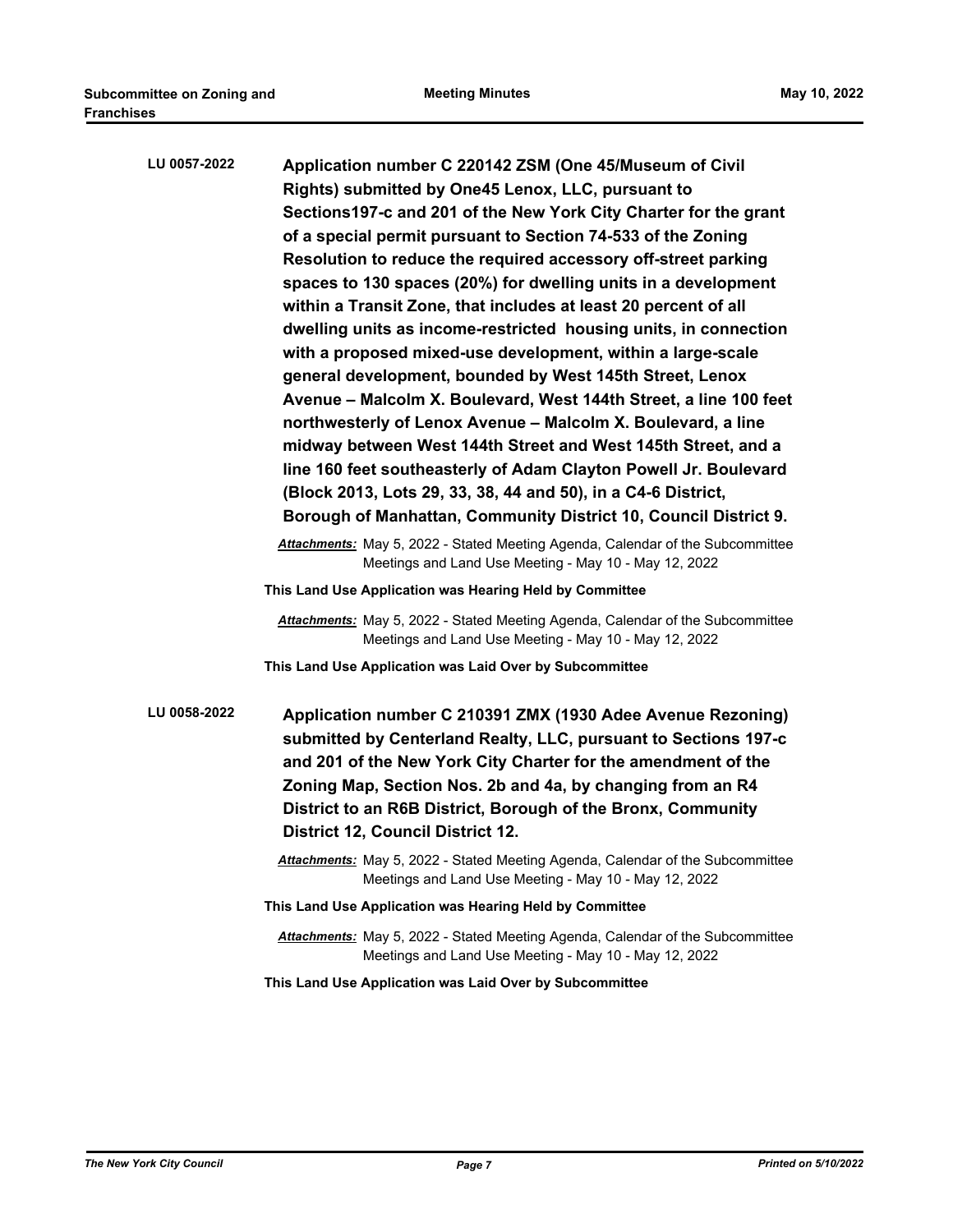**LU 0057-2022** **Application number C 220142 ZSM (One 45/Museum of Civil Rights) submitted by One45 Lenox, LLC, pursuant to Sections197-c and 201 of the New York City Charter for the grant of a special permit pursuant to Section 74-533 of the Zoning Resolution to reduce the required accessory off-street parking spaces to 130 spaces (20%) for dwelling units in a development within a Transit Zone, that includes at least 20 percent of all dwelling units as income-restricted housing units, in connection with a proposed mixed-use development, within a large-scale general development, bounded by West 145th Street, Lenox Avenue – Malcolm X. Boulevard, West 144th Street, a line 100 feet northwesterly of Lenox Avenue – Malcolm X. Boulevard, a line midway between West 144th Street and West 145th Street, and a line 160 feet southeasterly of Adam Clayton Powell Jr. Boulevard (Block 2013, Lots 29, 33, 38, 44 and 50), in a C4-6 District, Borough of Manhattan, Community District 10, Council District 9.**

***Attachments:*** May 5, 2022 - Stated Meeting Agenda, Calendar of the Subcommittee Meetings and Land Use Meeting - May 10 - May 12, 2022

**This Land Use Application was Hearing Held by Committee**

***Attachments:*** May 5, 2022 - Stated Meeting Agenda, Calendar of the Subcommittee Meetings and Land Use Meeting - May 10 - May 12, 2022

**This Land Use Application was Laid Over by Subcommittee**

**LU 0058-2022** **Application number C 210391 ZMX (1930 Adee Avenue Rezoning) submitted by Centerland Realty, LLC, pursuant to Sections 197-c and 201 of the New York City Charter for the amendment of the Zoning Map, Section Nos. 2b and 4a, by changing from an R4 District to an R6B District, Borough of the Bronx, Community District 12, Council District 12.**

***Attachments:*** May 5, 2022 - Stated Meeting Agenda, Calendar of the Subcommittee Meetings and Land Use Meeting - May 10 - May 12, 2022

**This Land Use Application was Hearing Held by Committee**

***Attachments:*** May 5, 2022 - Stated Meeting Agenda, Calendar of the Subcommittee Meetings and Land Use Meeting - May 10 - May 12, 2022

**This Land Use Application was Laid Over by Subcommittee**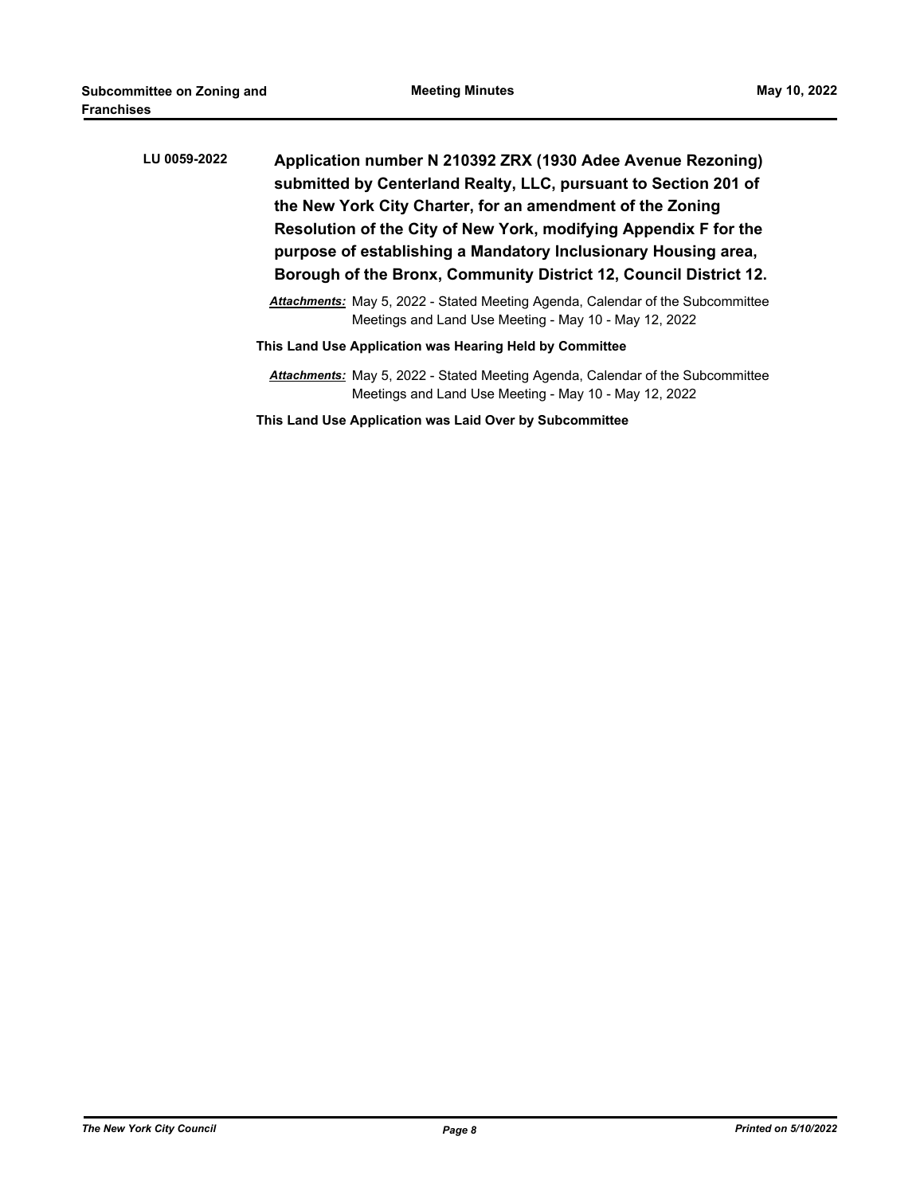**LU 0059-2022** **Application number N 210392 ZRX (1930 Adee Avenue Rezoning) submitted by Centerland Realty, LLC, pursuant to Section 201 of the New York City Charter, for an amendment of the Zoning Resolution of the City of New York, modifying Appendix F for the purpose of establishing a Mandatory Inclusionary Housing area, Borough of the Bronx, Community District 12, Council District 12.**

***Attachments:*** May 5, 2022 - Stated Meeting Agenda, Calendar of the Subcommittee Meetings and Land Use Meeting - May 10 - May 12, 2022

**This Land Use Application was Hearing Held by Committee**

***Attachments:*** May 5, 2022 - Stated Meeting Agenda, Calendar of the Subcommittee Meetings and Land Use Meeting - May 10 - May 12, 2022

**This Land Use Application was Laid Over by Subcommittee**